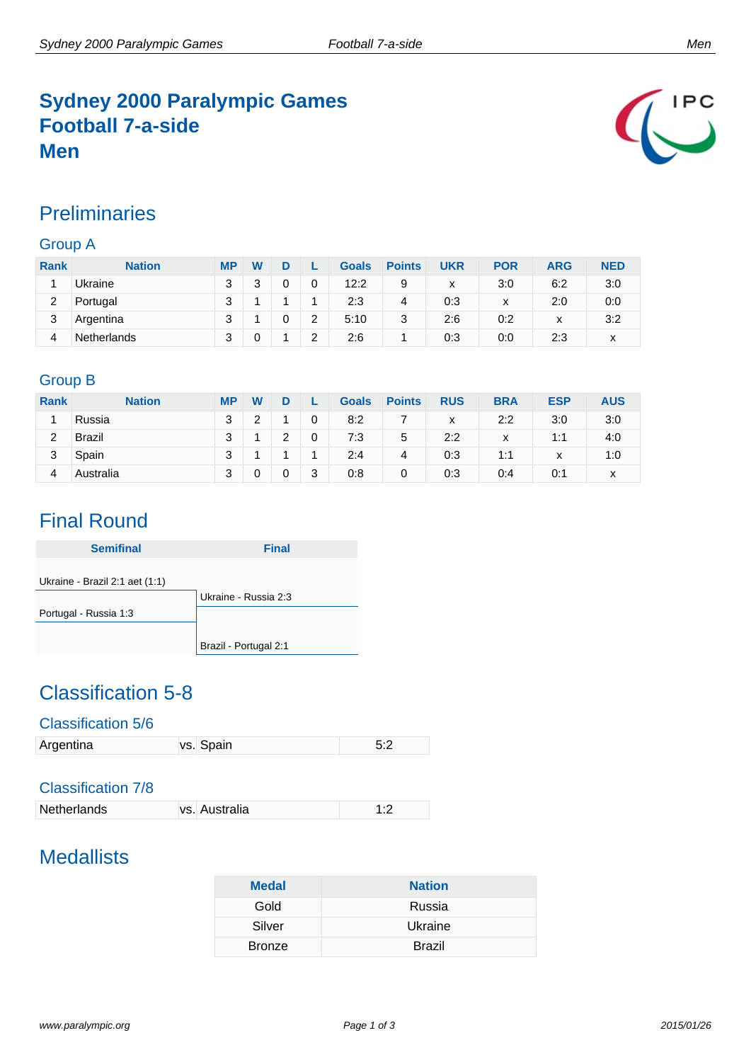# Sydney 2000 Paralympic Games
# Football 7-a-side
# Men

## Preliminaries

### Group A

| Rank | Nation | MP | W | D | L | Goals | Points | UKR | POR | ARG | NED |
|---|---|---|---|---|---|---|---|---|---|---|---|
| 1 | Ukraine | 3 | 3 | 0 | 0 | 12:2 | 9 | x | 3:0 | 6:2 | 3:0 |
| 2 | Portugal | 3 | 1 | 1 | 1 | 2:3 | 4 | 0:3 | x | 2:0 | 0:0 |
| 3 | Argentina | 3 | 1 | 0 | 2 | 5:10 | 3 | 2:6 | 0:2 | x | 3:2 |
| 4 | Netherlands | 3 | 0 | 1 | 2 | 2:6 | 1 | 0:3 | 0:0 | 2:3 | x |

### Group B

| Rank | Nation | MP | W | D | L | Goals | Points | RUS | BRA | ESP | AUS |
|---|---|---|---|---|---|---|---|---|---|---|---|
| 1 | Russia | 3 | 2 | 1 | 0 | 8:2 | 7 | x | 2:2 | 3:0 | 3:0 |
| 2 | Brazil | 3 | 1 | 2 | 0 | 7:3 | 5 | 2:2 | x | 1:1 | 4:0 |
| 3 | Spain | 3 | 1 | 1 | 1 | 2:4 | 4 | 0:3 | 1:1 | x | 1:0 |
| 4 | Australia | 3 | 0 | 0 | 3 | 0:8 | 0 | 0:3 | 0:4 | 0:1 | x |

## Final Round

| Semifinal | Final |
|---|---|
| Ukraine - Brazil 2:1 aet (1:1) | |
| | Ukraine - Russia 2:3 |
| Portugal - Russia 1:3 | |
| | Brazil - Portugal 2:1 |

## Classification 5-8

### Classification 5/6

| Argentina | vs. Spain | 5:2 |
|---|---|---|

### Classification 7/8

| Netherlands | vs. Australia | 1:2 |
|---|---|---|

## Medallists

| Medal | Nation |
|---|---|
| Gold | Russia |
| Silver | Ukraine |
| Bronze | Brazil |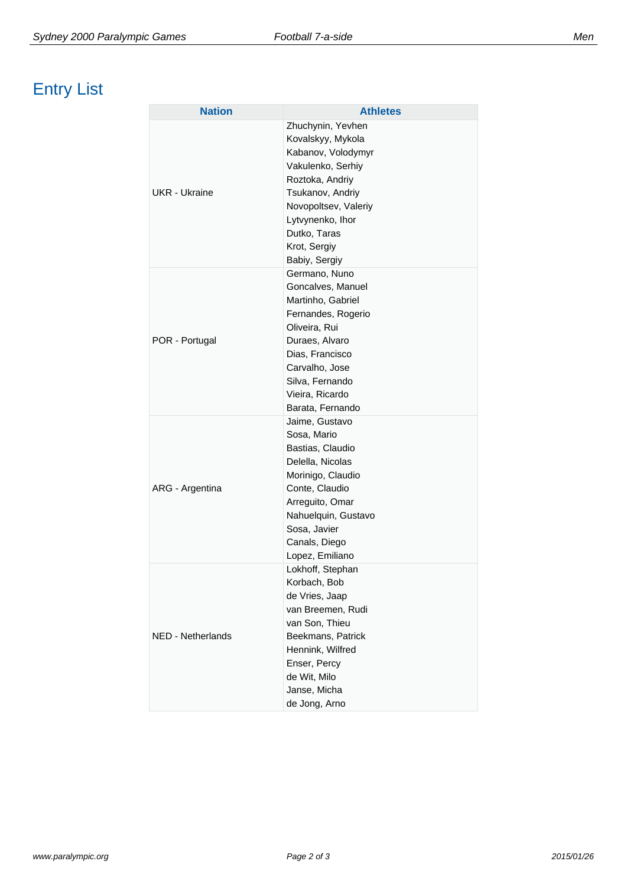# Entry List

| Nation | Athletes |
| --- | --- |
| UKR - Ukraine | Zhuchynin, Yevhen<br>Kovalskyy, Mykola<br>Kabanov, Volodymyr<br>Vakulenko, Serhiy<br>Roztoka, Andriy<br>Tsukanov, Andriy<br>Novopoltsev, Valeriy<br>Lytvynenko, Ihor<br>Dutko, Taras<br>Krot, Sergiy<br>Babiy, Sergiy |
| POR - Portugal | Germano, Nuno<br>Goncalves, Manuel<br>Martinho, Gabriel<br>Fernandes, Rogerio<br>Oliveira, Rui<br>Duraes, Alvaro<br>Dias, Francisco<br>Carvalho, Jose<br>Silva, Fernando<br>Vieira, Ricardo<br>Barata, Fernando |
| ARG - Argentina | Jaime, Gustavo<br>Sosa, Mario<br>Bastias, Claudio<br>Delella, Nicolas<br>Morinigo, Claudio<br>Conte, Claudio<br>Arreguito, Omar<br>Nahuelquin, Gustavo<br>Sosa, Javier<br>Canals, Diego<br>Lopez, Emiliano |
| NED - Netherlands | Lokhoff, Stephan<br>Korbach, Bob<br>de Vries, Jaap<br>van Breemen, Rudi<br>van Son, Thieu<br>Beekmans, Patrick<br>Hennink, Wilfred<br>Enser, Percy<br>de Wit, Milo<br>Janse, Micha<br>de Jong, Arno |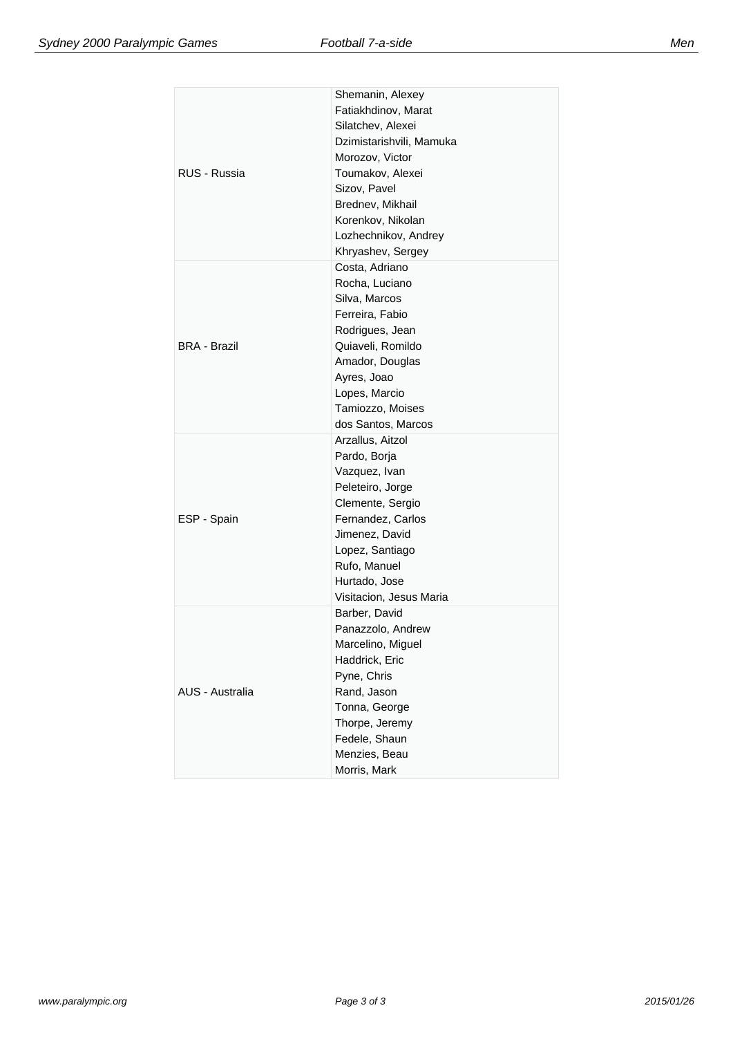| | |
|---|---|
| RUS - Russia | Shemanin, Alexey<br>Fatiakhdinov, Marat<br>Silatchev, Alexei<br>Dzimistarishvili, Mamuka<br>Morozov, Victor<br>Toumakov, Alexei<br>Sizov, Pavel<br>Brednev, Mikhail<br>Korenkov, Nikolan<br>Lozhechnikov, Andrey<br>Khryashev, Sergey |
| BRA - Brazil | Costa, Adriano<br>Rocha, Luciano<br>Silva, Marcos<br>Ferreira, Fabio<br>Rodrigues, Jean<br>Quiaveli, Romildo<br>Amador, Douglas<br>Ayres, Joao<br>Lopes, Marcio<br>Tamiozzo, Moises<br>dos Santos, Marcos |
| ESP - Spain | Arzallus, Aitzol<br>Pardo, Borja<br>Vazquez, Ivan<br>Peleteiro, Jorge<br>Clemente, Sergio<br>Fernandez, Carlos<br>Jimenez, David<br>Lopez, Santiago<br>Rufo, Manuel<br>Hurtado, Jose<br>Visitacion, Jesus Maria |
| AUS - Australia | Barber, David<br>Panazzolo, Andrew<br>Marcelino, Miguel<br>Haddrick, Eric<br>Pyne, Chris<br>Rand, Jason<br>Tonna, George<br>Thorpe, Jeremy<br>Fedele, Shaun<br>Menzies, Beau<br>Morris, Mark |